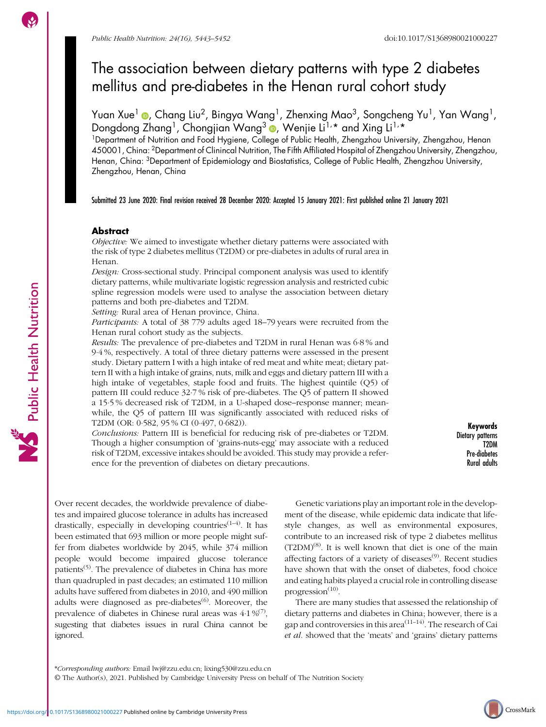# The association between dietary patterns with type 2 diabetes mellitus and pre-diabetes in the Henan rural cohort study

Yuan Xue[1], Chang Liu[2], Bingya Wang[1], Zhenxing Mao[3], Songcheng Yu[1], Yan Wang[1], Dongdong Zhang[1], Chongjian Wang[3], Wenjie Li[1,*] and Xing Li[1,*]

[1]Department of Nutrition and Food Hygiene, College of Public Health, Zhengzhou University, Zhengzhou, Henan 450001, China: [2]Department of Clinincal Nutrition, The Fifth Affiliated Hospital of Zhengzhou University, Zhengzhou, Henan, China: [3]Department of Epidemiology and Biostatistics, College of Public Health, Zhengzhou University, Zhengzhou, Henan, China

**Submitted 23 June 2020: Final revision received 28 December 2020: Accepted 15 January 2021: First published online 21 January 2021**

## Abstract

*Objective:* We aimed to investigate whether dietary patterns were associated with the risk of type 2 diabetes mellitus (T2DM) or pre-diabetes in adults of rural area in Henan.

*Design:* Cross-sectional study. Principal component analysis was used to identify dietary patterns, while multivariate logistic regression analysis and restricted cubic spline regression models were used to analyse the association between dietary patterns and both pre-diabetes and T2DM.

*Setting:* Rural area of Henan province, China.

*Participants:* A total of 38 779 adults aged 18–79 years were recruited from the Henan rural cohort study as the subjects.

*Results:* The prevalence of pre-diabetes and T2DM in rural Henan was 6·8 % and 9·4 %, respectively. A total of three dietary patterns were assessed in the present study. Dietary pattern I with a high intake of red meat and white meat; dietary pattern II with a high intake of grains, nuts, milk and eggs and dietary pattern III with a high intake of vegetables, staple food and fruits. The highest quintile (Q5) of pattern III could reduce 32·7 % risk of pre-diabetes. The Q5 of pattern II showed a 15·5 % decreased risk of T2DM, in a U-shaped dose–response manner; meanwhile, the Q5 of pattern III was significantly associated with reduced risks of T2DM (OR: 0·582, 95 % CI (0·497, 0·682)).

*Conclusions:* Pattern III is beneficial for reducing risk of pre-diabetes or T2DM. Though a higher consumption of 'grains-nuts-egg' may associate with a reduced risk of T2DM, excessive intakes should be avoided. This study may provide a reference for the prevention of diabetes on dietary precautions.

**Keywords**
Dietary patterns
T2DM
Pre-diabetes
Rural adults

Over recent decades, the worldwide prevalence of diabetes and impaired glucose tolerance in adults has increased drastically, especially in developing countries[1–4]. It has been estimated that 693 million or more people might suffer from diabetes worldwide by 2045, while 374 million people would become impaired glucose tolerance patients[5]. The prevalence of diabetes in China has more than quadrupled in past decades; an estimated 110 million adults have suffered from diabetes in 2010, and 490 million adults were diagnosed as pre-diabetes[6]. Moreover, the prevalence of diabetes in Chinese rural areas was 4·1 %[7], sugesting that diabetes issues in rural China cannot be ignored.

Genetic variations play an important role in the development of the disease, while epidemic data indicate that lifestyle changes, as well as environmental exposures, contribute to an increased risk of type 2 diabetes mellitus (T2DM)[8]. It is well known that diet is one of the main affecting factors of a variety of diseases[9]. Recent studies have shown that with the onset of diabetes, food choice and eating habits played a crucial role in controlling disease progression[10].

There are many studies that assessed the relationship of dietary patterns and diabetes in China; however, there is a gap and controversies in this area[11–14]. The research of Cai *et al.* showed that the 'meats' and 'grains' dietary patterns

*Corresponding authors: Email lwj@zzu.edu.cn; lixing530@zzu.edu.cn

© The Author(s), 2021. Published by Cambridge University Press on behalf of The Nutrition Society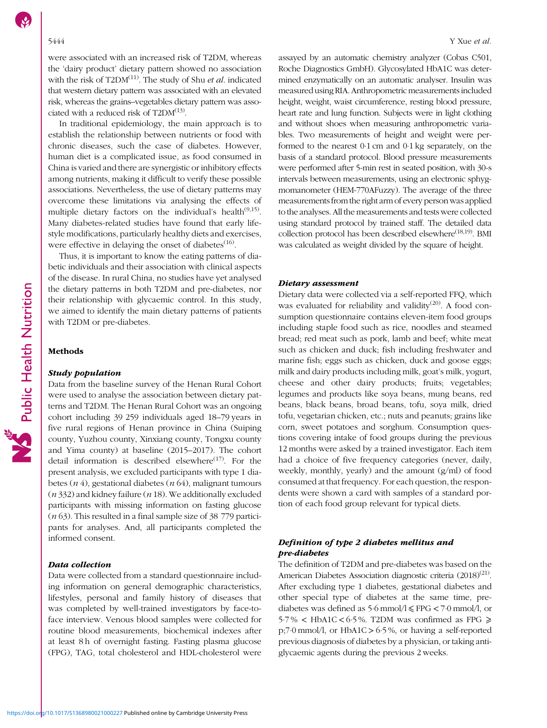were associated with an increased risk of T2DM, whereas the 'dairy product' dietary pattern showed no association with the risk of T2DM[11]. The study of Shu *et al.* indicated that western dietary pattern was associated with an elevated risk, whereas the grains–vegetables dietary pattern was associated with a reduced risk of T2DM[13].

In traditional epidemiology, the main approach is to establish the relationship between nutrients or food with chronic diseases, such the case of diabetes. However, human diet is a complicated issue, as food consumed in China is varied and there are synergistic or inhibitory effects among nutrients, making it difficult to verify these possible associations. Nevertheless, the use of dietary patterns may overcome these limitations via analysing the effects of multiple dietary factors on the individual's health[9,15]. Many diabetes-related studies have found that early lifestyle modifications, particularly healthy diets and exercises, were effective in delaying the onset of diabetes[16].

Thus, it is important to know the eating patterns of diabetic individuals and their association with clinical aspects of the disease. In rural China, no studies have yet analysed the dietary patterns in both T2DM and pre-diabetes, nor their relationship with glycaemic control. In this study, we aimed to identify the main dietary patterns of patients with T2DM or pre-diabetes.

## Methods

### *Study population*

Data from the baseline survey of the Henan Rural Cohort were used to analyse the association between dietary patterns and T2DM. The Henan Rural Cohort was an ongoing cohort including 39 259 individuals aged 18–79 years in five rural regions of Henan province in China (Suiping county, Yuzhou county, Xinxiang county, Tongxu county and Yima county) at baseline (2015–2017). The cohort detail information is described elsewhere[17]. For the present analysis, we excluded participants with type 1 diabetes (*n* 4), gestational diabetes (*n* 64), malignant tumours (*n* 332) and kidney failure (*n* 18). We additionally excluded participants with missing information on fasting glucose (*n* 63). This resulted in a final sample size of 38 779 participants for analyses. And, all participants completed the informed consent.

### *Data collection*

Data were collected from a standard questionnaire including information on general demographic characteristics, lifestyles, personal and family history of diseases that was completed by well-trained investigators by face-to-face interview. Venous blood samples were collected for routine blood measurements, biochemical indexes after at least 8 h of overnight fasting. Fasting plasma glucose (FPG), TAG, total cholesterol and HDL-cholesterol were assayed by an automatic chemistry analyzer (Cobas C501, Roche Diagnostics GmbH). Glycosylated HbA1C was determined enzymatically on an automatic analyser. Insulin was measured using RIA. Anthropometric measurements included height, weight, waist circumference, resting blood pressure, heart rate and lung function. Subjects were in light clothing and without shoes when measuring anthropometric variables. Two measurements of height and weight were performed to the nearest 0·1 cm and 0·1 kg separately, on the basis of a standard protocol. Blood pressure measurements were performed after 5-min rest in seated position, with 30-s intervals between measurements, using an electronic sphygmomanometer (HEM-770AFuzzy). The average of the three measurements from the right arm of every person was applied to the analyses. All the measurements and tests were collected using standard protocol by trained staff. The detailed data collection protocol has been described elsewhere[18,19]. BMI was calculated as weight divided by the square of height.

### *Dietary assessment*

Dietary data were collected via a self-reported FFQ, which was evaluated for reliability and validity[20]. A food consumption questionnaire contains eleven-item food groups including staple food such as rice, noodles and steamed bread; red meat such as pork, lamb and beef; white meat such as chicken and duck; fish including freshwater and marine fish; eggs such as chicken, duck and goose eggs; milk and dairy products including milk, goat's milk, yogurt, cheese and other dairy products; fruits; vegetables; legumes and products like soya beans, mung beans, red beans, black beans, broad beans, tofu, soya milk, dried tofu, vegetarian chicken, etc.; nuts and peanuts; grains like corn, sweet potatoes and sorghum. Consumption questions covering intake of food groups during the previous 12 months were asked by a trained investigator. Each item had a choice of five frequency categories (never, daily, weekly, monthly, yearly) and the amount (g/ml) of food consumed at that frequency. For each question, the respondents were shown a card with samples of a standard portion of each food group relevant for typical diets.

### *Definition of type 2 diabetes mellitus and pre-diabetes*

The definition of T2DM and pre-diabetes was based on the American Diabetes Association diagnostic criteria (2018)[21]. After excluding type 1 diabetes, gestational diabetes and other special type of diabetes at the same time, pre-diabetes was defined as $5{\cdot}6$ mmol/l $\leqslant$ FPG $< 7{\cdot}0$ mmol/l, or $5{\cdot}7\,\% <$ HbA1C $< 6{\cdot}5\,\%$. T2DM was confirmed as FPG $\geqslant$ p;7·0 mmol/l, or HbA1C $> 6{\cdot}5\,\%$, or having a self-reported previous diagnosis of diabetes by a physician, or taking antiglycaemic agents during the previous 2 weeks.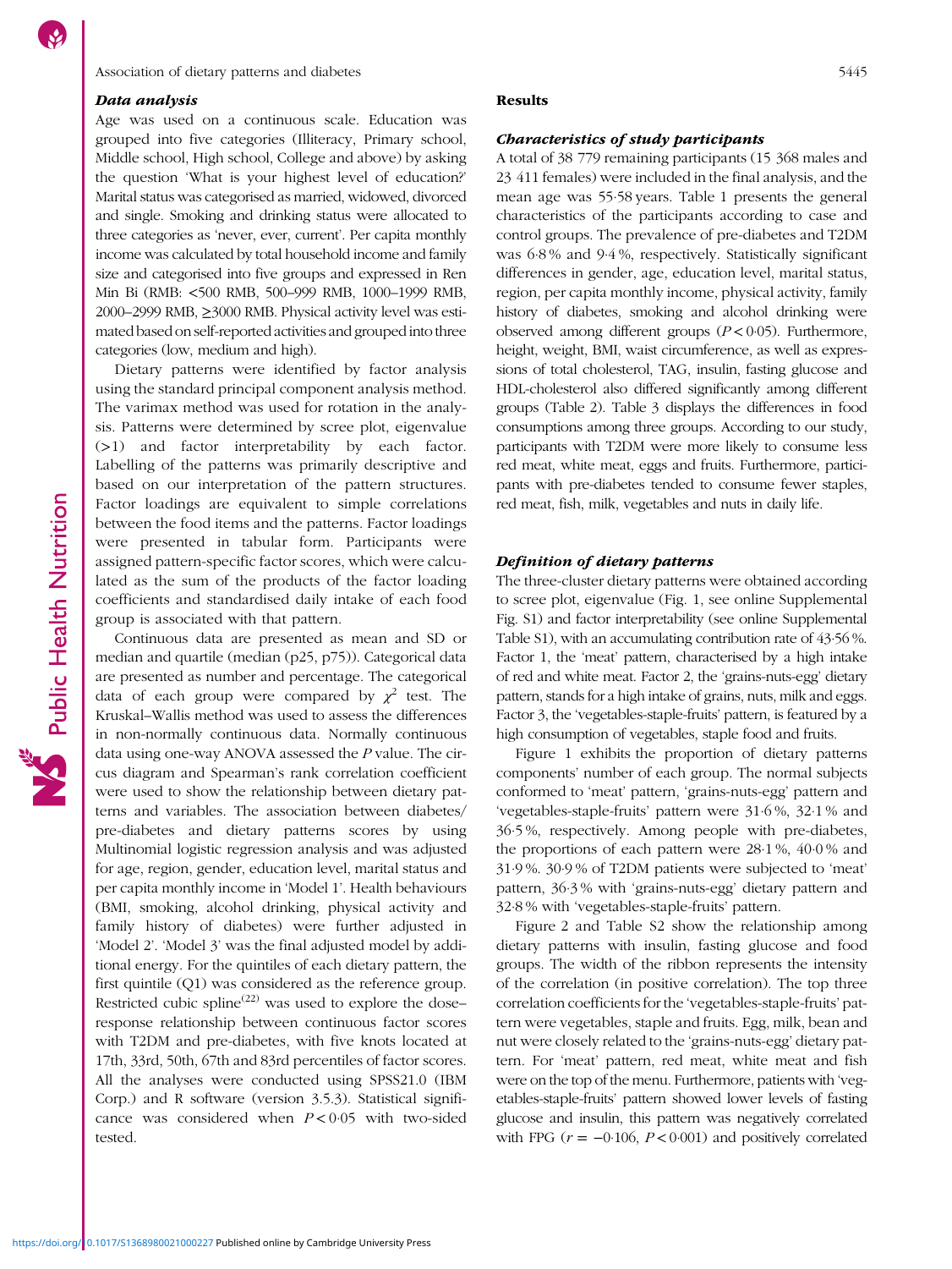### Data analysis

Age was used on a continuous scale. Education was grouped into five categories (Illiteracy, Primary school, Middle school, High school, College and above) by asking the question 'What is your highest level of education?' Marital status was categorised as married, widowed, divorced and single. Smoking and drinking status were allocated to three categories as 'never, ever, current'. Per capita monthly income was calculated by total household income and family size and categorised into five groups and expressed in Ren Min Bi (RMB: <500 RMB, 500–999 RMB, 1000–1999 RMB, 2000–2999 RMB, ≥3000 RMB. Physical activity level was estimated based on self-reported activities and grouped into three categories (low, medium and high).

Dietary patterns were identified by factor analysis using the standard principal component analysis method. The varimax method was used for rotation in the analysis. Patterns were determined by scree plot, eigenvalue (>1) and factor interpretability by each factor. Labelling of the patterns was primarily descriptive and based on our interpretation of the pattern structures. Factor loadings are equivalent to simple correlations between the food items and the patterns. Factor loadings were presented in tabular form. Participants were assigned pattern-specific factor scores, which were calculated as the sum of the products of the factor loading coefficients and standardised daily intake of each food group is associated with that pattern.

Continuous data are presented as mean and SD or median and quartile (median (p25, p75)). Categorical data are presented as number and percentage. The categorical data of each group were compared by $\chi^2$ test. The Kruskal–Wallis method was used to assess the differences in non-normally continuous data. Normally continuous data using one-way ANOVA assessed the $P$ value. The circus diagram and Spearman's rank correlation coefficient were used to show the relationship between dietary patterns and variables. The association between diabetes/pre-diabetes and dietary patterns scores by using Multinomial logistic regression analysis and was adjusted for age, region, gender, education level, marital status and per capita monthly income in 'Model 1'. Health behaviours (BMI, smoking, alcohol drinking, physical activity and family history of diabetes) were further adjusted in 'Model 2'. 'Model 3' was the final adjusted model by additional energy. For the quintiles of each dietary pattern, the first quintile (Q1) was considered as the reference group. Restricted cubic spline[22] was used to explore the dose–response relationship between continuous factor scores with T2DM and pre-diabetes, with five knots located at 17th, 33rd, 50th, 67th and 83rd percentiles of factor scores. All the analyses were conducted using SPSS21.0 (IBM Corp.) and R software (version 3.5.3). Statistical significance was considered when $P < 0.05$ with two-sided tested.

## Results

### Characteristics of study participants

A total of 38 779 remaining participants (15 368 males and 23 411 females) were included in the final analysis, and the mean age was 55·58 years. Table 1 presents the general characteristics of the participants according to case and control groups. The prevalence of pre-diabetes and T2DM was 6·8 % and 9·4 %, respectively. Statistically significant differences in gender, age, education level, marital status, region, per capita monthly income, physical activity, family history of diabetes, smoking and alcohol drinking were observed among different groups ($P < 0.05$). Furthermore, height, weight, BMI, waist circumference, as well as expressions of total cholesterol, TAG, insulin, fasting glucose and HDL-cholesterol also differed significantly among different groups (Table 2). Table 3 displays the differences in food consumptions among three groups. According to our study, participants with T2DM were more likely to consume less red meat, white meat, eggs and fruits. Furthermore, participants with pre-diabetes tended to consume fewer staples, red meat, fish, milk, vegetables and nuts in daily life.

### Definition of dietary patterns

The three-cluster dietary patterns were obtained according to scree plot, eigenvalue (Fig. 1, see online Supplemental Fig. S1) and factor interpretability (see online Supplemental Table S1), with an accumulating contribution rate of 43·56 %. Factor 1, the 'meat' pattern, characterised by a high intake of red and white meat. Factor 2, the 'grains-nuts-egg' dietary pattern, stands for a high intake of grains, nuts, milk and eggs. Factor 3, the 'vegetables-staple-fruits' pattern, is featured by a high consumption of vegetables, staple food and fruits.

Figure 1 exhibits the proportion of dietary patterns components' number of each group. The normal subjects conformed to 'meat' pattern, 'grains-nuts-egg' pattern and 'vegetables-staple-fruits' pattern were 31·6 %, 32·1 % and 36·5 %, respectively. Among people with pre-diabetes, the proportions of each pattern were 28·1 %, 40·0 % and 31·9 %. 30·9 % of T2DM patients were subjected to 'meat' pattern, 36·3 % with 'grains-nuts-egg' dietary pattern and 32·8 % with 'vegetables-staple-fruits' pattern.

Figure 2 and Table S2 show the relationship among dietary patterns with insulin, fasting glucose and food groups. The width of the ribbon represents the intensity of the correlation (in positive correlation). The top three correlation coefficients for the 'vegetables-staple-fruits' pattern were vegetables, staple and fruits. Egg, milk, bean and nut were closely related to the 'grains-nuts-egg' dietary pattern. For 'meat' pattern, red meat, white meat and fish were on the top of the menu. Furthermore, patients with 'vegetables-staple-fruits' pattern showed lower levels of fasting glucose and insulin, this pattern was negatively correlated with FPG ($r = -0.106$, $P < 0.001$) and positively correlated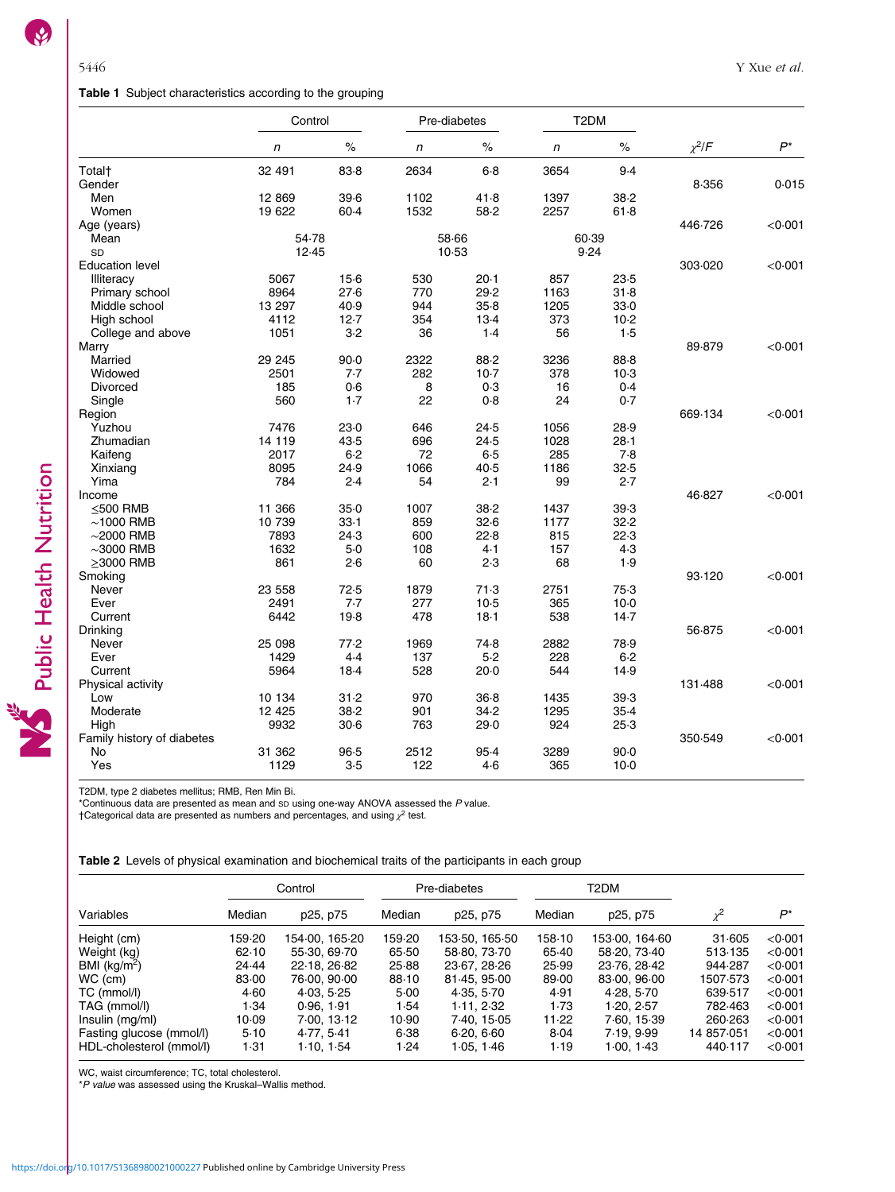**Table 1** Subject characteristics according to the grouping

| | Control | | Pre-diabetes | | T2DM | | | |
|---|---|---|---|---|---|---|---|---|
| | *n* | % | *n* | % | *n* | % | $\chi^2/F$ | *P** |
| Total† | 32 491 | 83·8 | 2634 | 6·8 | 3654 | 9·4 | | |
| Gender | | | | | | | 8·356 | 0·015 |
| Men | 12 869 | 39·6 | 1102 | 41·8 | 1397 | 38·2 | | |
| Women | 19 622 | 60·4 | 1532 | 58·2 | 2257 | 61·8 | | |
| Age (years) | | | | | | | 446·726 | <0·001 |
| Mean | 54·78 | | 58·66 | | 60·39 | | | |
| SD | 12·45 | | 10·53 | | 9·24 | | | |
| Education level | | | | | | | 303·020 | <0·001 |
| Illiteracy | 5067 | 15·6 | 530 | 20·1 | 857 | 23·5 | | |
| Primary school | 8964 | 27·6 | 770 | 29·2 | 1163 | 31·8 | | |
| Middle school | 13 297 | 40·9 | 944 | 35·8 | 1205 | 33·0 | | |
| High school | 4112 | 12·7 | 354 | 13·4 | 373 | 10·2 | | |
| College and above | 1051 | 3·2 | 36 | 1·4 | 56 | 1·5 | | |
| Marry | | | | | | | 89·879 | <0·001 |
| Married | 29 245 | 90·0 | 2322 | 88·2 | 3236 | 88·8 | | |
| Widowed | 2501 | 7·7 | 282 | 10·7 | 378 | 10·3 | | |
| Divorced | 185 | 0·6 | 8 | 0·3 | 16 | 0·4 | | |
| Single | 560 | 1·7 | 22 | 0·8 | 24 | 0·7 | | |
| Region | | | | | | | 669·134 | <0·001 |
| Yuzhou | 7476 | 23·0 | 646 | 24·5 | 1056 | 28·9 | | |
| Zhumadian | 14 119 | 43·5 | 696 | 24·5 | 1028 | 28·1 | | |
| Kaifeng | 2017 | 6·2 | 72 | 6·5 | 285 | 7·8 | | |
| Xinxiang | 8095 | 24·9 | 1066 | 40·5 | 1186 | 32·5 | | |
| Yima | 784 | 2·4 | 54 | 2·1 | 99 | 2·7 | | |
| Income | | | | | | | 46·827 | <0·001 |
| ≤500 RMB | 11 366 | 35·0 | 1007 | 38·2 | 1437 | 39·3 | | |
| ~1000 RMB | 10 739 | 33·1 | 859 | 32·6 | 1177 | 32·2 | | |
| ~2000 RMB | 7893 | 24·3 | 600 | 22·8 | 815 | 22·3 | | |
| ~3000 RMB | 1632 | 5·0 | 108 | 4·1 | 157 | 4·3 | | |
| ≥3000 RMB | 861 | 2·6 | 60 | 2·3 | 68 | 1·9 | | |
| Smoking | | | | | | | 93·120 | <0·001 |
| Never | 23 558 | 72·5 | 1879 | 71·3 | 2751 | 75·3 | | |
| Ever | 2491 | 7·7 | 277 | 10·5 | 365 | 10·0 | | |
| Current | 6442 | 19·8 | 478 | 18·1 | 538 | 14·7 | | |
| Drinking | | | | | | | 56·875 | <0·001 |
| Never | 25 098 | 77·2 | 1969 | 74·8 | 2882 | 78·9 | | |
| Ever | 1429 | 4·4 | 137 | 5·2 | 228 | 6·2 | | |
| Current | 5964 | 18·4 | 528 | 20·0 | 544 | 14·9 | | |
| Physical activity | | | | | | | 131·488 | <0·001 |
| Low | 10 134 | 31·2 | 970 | 36·8 | 1435 | 39·3 | | |
| Moderate | 12 425 | 38·2 | 901 | 34·2 | 1295 | 35·4 | | |
| High | 9932 | 30·6 | 763 | 29·0 | 924 | 25·3 | | |
| Family history of diabetes | | | | | | | 350·549 | <0·001 |
| No | 31 362 | 96·5 | 2512 | 95·4 | 3289 | 90·0 | | |
| Yes | 1129 | 3·5 | 122 | 4·6 | 365 | 10·0 | | |

T2DM, type 2 diabetes mellitus; RMB, Ren Min Bi.
*Continuous data are presented as mean and SD using one-way ANOVA assessed the *P* value.
†Categorical data are presented as numbers and percentages, and using $\chi^2$ test.

**Table 2** Levels of physical examination and biochemical traits of the participants in each group

| | Control | | Pre-diabetes | | T2DM | | | |
|---|---|---|---|---|---|---|---|---|
| Variables | Median | p25, p75 | Median | p25, p75 | Median | p25, p75 | $\chi^2$ | *P** |
| Height (cm) | 159·20 | 154·00, 165·20 | 159·20 | 153·50, 165·50 | 158·10 | 153·00, 164·60 | 31·605 | <0·001 |
| Weight (kg) | 62·10 | 55·30, 69·70 | 65·50 | 58·80, 73·70 | 65·40 | 58·20, 73·40 | 513·135 | <0·001 |
| BMI (kg/m$^2$) | 24·44 | 22·18, 26·82 | 25·88 | 23·67, 28·26 | 25·99 | 23·76, 28·42 | 944·287 | <0·001 |
| WC (cm) | 83·00 | 76·00, 90·00 | 88·10 | 81·45, 95·00 | 89·00 | 83·00, 96·00 | 1507·573 | <0·001 |
| TC (mmol/l) | 4·60 | 4·03, 5·25 | 5·00 | 4·35, 5·70 | 4·91 | 4·28, 5·70 | 639·517 | <0·001 |
| TAG (mmol/l) | 1·34 | 0·96, 1·91 | 1·54 | 1·11, 2·32 | 1·73 | 1·20, 2·57 | 782·463 | <0·001 |
| Insulin (mg/ml) | 10·09 | 7·00, 13·12 | 10·90 | 7·40, 15·05 | 11·22 | 7·60, 15·39 | 260·263 | <0·001 |
| Fasting glucose (mmol/l) | 5·10 | 4·77, 5·41 | 6·38 | 6·20, 6·60 | 8·04 | 7·19, 9·99 | 14 857·051 | <0·001 |
| HDL-cholesterol (mmol/l) | 1·31 | 1·10, 1·54 | 1·24 | 1·05, 1·46 | 1·19 | 1·00, 1·43 | 440·117 | <0·001 |

WC, waist circumference; TC, total cholesterol.
**P value* was assessed using the Kruskal–Wallis method.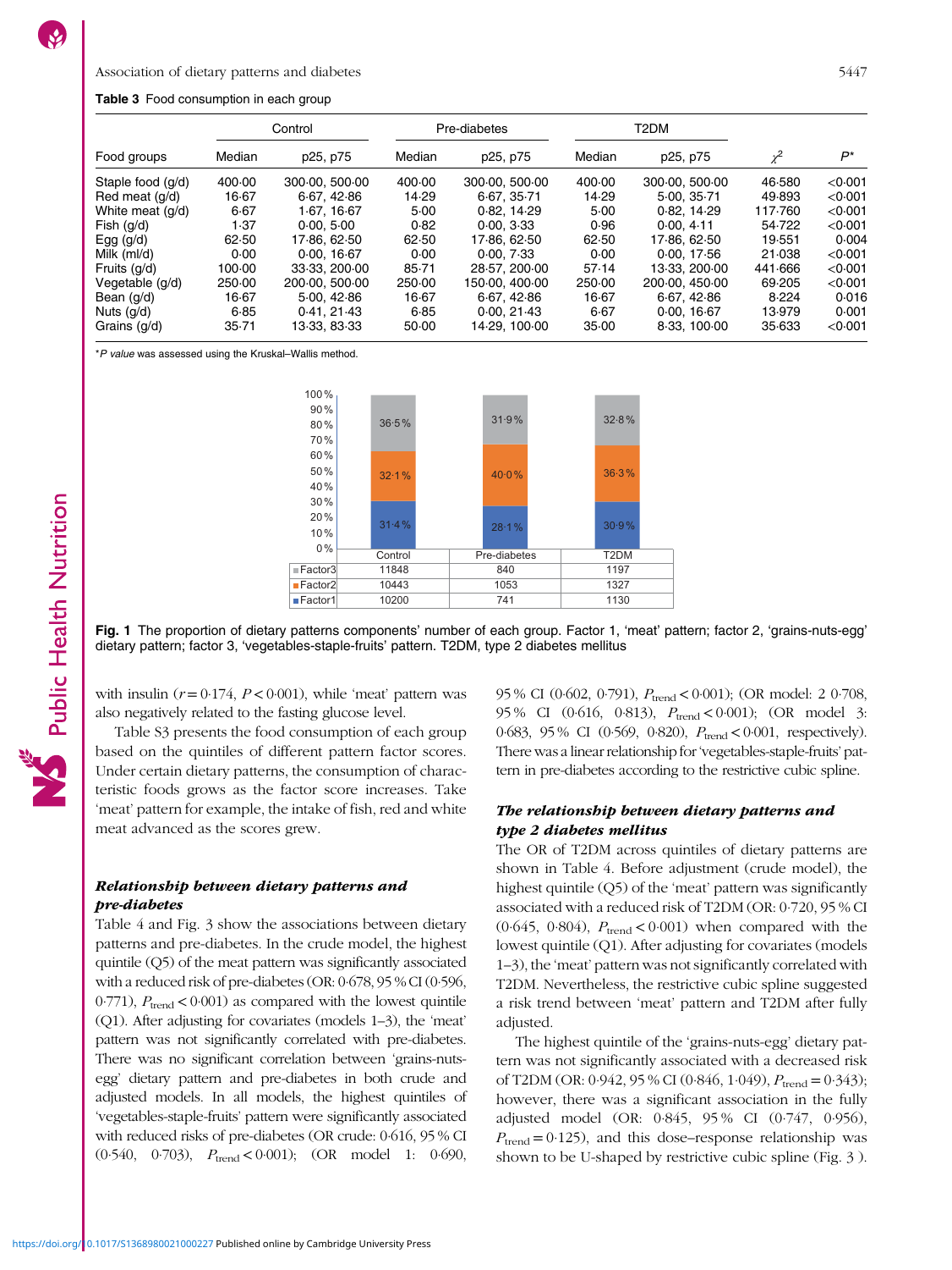**Table 3** Food consumption in each group

| Food groups | Control | | Pre-diabetes | | T2DM | | | |
|---|---|---|---|---|---|---|---|---|
| | Median | p25, p75 | Median | p25, p75 | Median | p25, p75 | $\chi^2$ | $P$* |
| Staple food (g/d) | 400·00 | 300·00, 500·00 | 400·00 | 300·00, 500·00 | 400·00 | 300·00, 500·00 | 46·580 | <0·001 |
| Red meat (g/d) | 16·67 | 6·67, 42·86 | 14·29 | 6·67, 35·71 | 14·29 | 5·00, 35·71 | 49·893 | <0·001 |
| White meat (g/d) | 6·67 | 1·67, 16·67 | 5·00 | 0·82, 14·29 | 5·00 | 0·82, 14·29 | 117·760 | <0·001 |
| Fish (g/d) | 1·37 | 0·00, 5·00 | 0·82 | 0·00, 3·33 | 0·96 | 0·00, 4·11 | 54·722 | <0·001 |
| Egg (g/d) | 62·50 | 17·86, 62·50 | 62·50 | 17·86, 62·50 | 62·50 | 17·86, 62·50 | 19·551 | 0·004 |
| Milk (ml/d) | 0·00 | 0·00, 16·67 | 0·00 | 0·00, 7·33 | 0·00 | 0·00, 17·56 | 21·038 | <0·001 |
| Fruits (g/d) | 100·00 | 33·33, 200·00 | 85·71 | 28·57, 200·00 | 57·14 | 13·33, 200·00 | 441·666 | <0·001 |
| Vegetable (g/d) | 250·00 | 200·00, 500·00 | 250·00 | 150·00, 400·00 | 250·00 | 200·00, 450·00 | 69·205 | <0·001 |
| Bean (g/d) | 16·67 | 5·00, 42·86 | 16·67 | 6·67, 42·86 | 16·67 | 6·67, 42·86 | 8·224 | 0·016 |
| Nuts (g/d) | 6·85 | 0·41, 21·43 | 6·85 | 0·00, 21·43 | 6·67 | 0·00, 16·67 | 13·979 | 0·001 |
| Grains (g/d) | 35·71 | 13·33, 83·33 | 50·00 | 14·29, 100·00 | 35·00 | 8·33, 100·00 | 35·633 | <0·001 |

*$P$ value was assessed using the Kruskal–Wallis method.

| | Control | Pre-diabetes | T2DM |
|---|---|---|---|
| Factor3 | 11848 | 840 | 1197 |
| Factor2 | 10443 | 1053 | 1327 |
| Factor1 | 10200 | 741 | 1130 |

**Fig. 1** The proportion of dietary patterns components' number of each group. Factor 1, 'meat' pattern; factor 2, 'grains-nuts-egg' dietary pattern; factor 3, 'vegetables-staple-fruits' pattern. T2DM, type 2 diabetes mellitus

with insulin ($r = 0·174$, $P < 0·001$), while 'meat' pattern was also negatively related to the fasting glucose level.

Table S3 presents the food consumption of each group based on the quintiles of different pattern factor scores. Under certain dietary patterns, the consumption of characteristic foods grows as the factor score increases. Take 'meat' pattern for example, the intake of fish, red and white meat advanced as the scores grew.

### *Relationship between dietary patterns and pre-diabetes*

Table 4 and Fig. 3 show the associations between dietary patterns and pre-diabetes. In the crude model, the highest quintile (Q5) of the meat pattern was significantly associated with a reduced risk of pre-diabetes (OR: 0·678, 95 % CI (0·596, 0·771), $P_{trend} < 0·001$) as compared with the lowest quintile (Q1). After adjusting for covariates (models 1–3), the 'meat' pattern was not significantly correlated with pre-diabetes. There was no significant correlation between 'grains-nuts-egg' dietary pattern and pre-diabetes in both crude and adjusted models. In all models, the highest quintiles of 'vegetables-staple-fruits' pattern were significantly associated with reduced risks of pre-diabetes (OR crude: 0·616, 95 % CI (0·540, 0·703), $P_{trend} < 0·001$); (OR model 1: 0·690, 95 % CI (0·602, 0·791), $P_{trend} < 0·001$); (OR model: 2 0·708, 95 % CI (0·616, 0·813), $P_{trend} < 0·001$); (OR model 3: 0·683, 95 % CI (0·569, 0·820), $P_{trend} < 0·001$, respectively). There was a linear relationship for 'vegetables-staple-fruits' pattern in pre-diabetes according to the restrictive cubic spline.

### *The relationship between dietary patterns and type 2 diabetes mellitus*

The OR of T2DM across quintiles of dietary patterns are shown in Table 4. Before adjustment (crude model), the highest quintile (Q5) of the 'meat' pattern was significantly associated with a reduced risk of T2DM (OR: 0·720, 95 % CI (0·645, 0·804), $P_{trend} < 0·001$) when compared with the lowest quintile (Q1). After adjusting for covariates (models 1–3), the 'meat' pattern was not significantly correlated with T2DM. Nevertheless, the restrictive cubic spline suggested a risk trend between 'meat' pattern and T2DM after fully adjusted.

The highest quintile of the 'grains-nuts-egg' dietary pattern was not significantly associated with a decreased risk of T2DM (OR: 0·942, 95 % CI (0·846, 1·049), $P_{trend} = 0·343$); however, there was a significant association in the fully adjusted model (OR: 0·845, 95 % CI (0·747, 0·956), $P_{trend} = 0·125$), and this dose–response relationship was shown to be U-shaped by restrictive cubic spline (Fig. 3 ).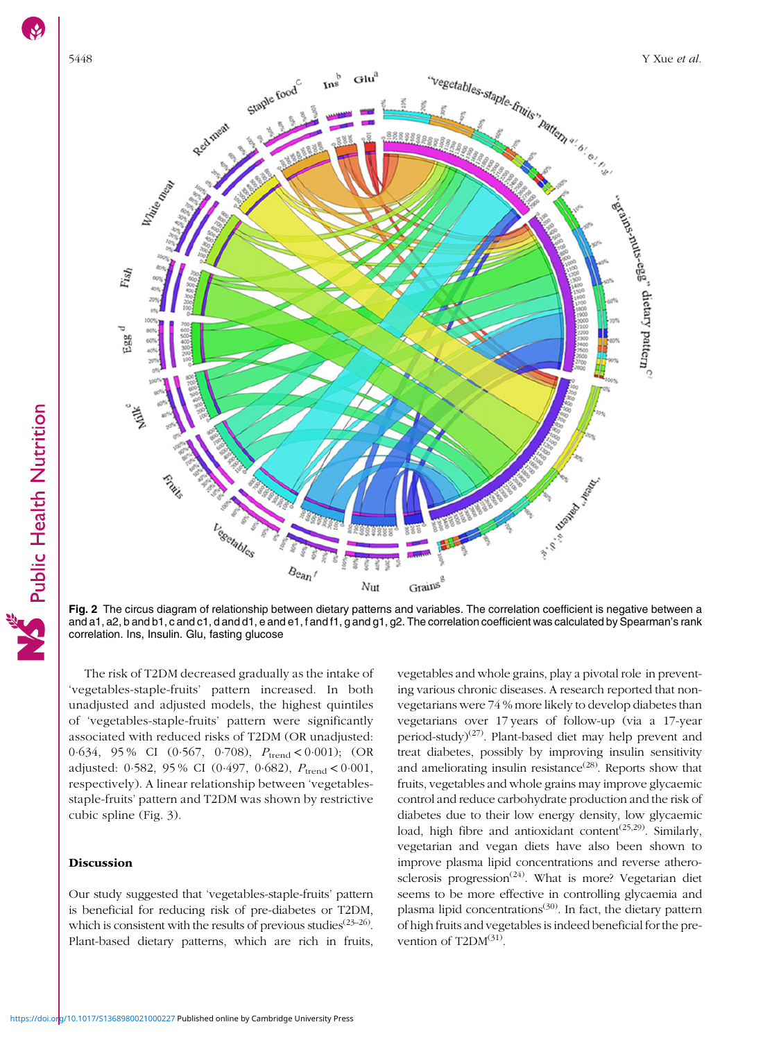**Fig. 2** The circus diagram of relationship between dietary patterns and variables. The correlation coefficient is negative between a and a1, a2, b and b1, c and c1, d and d1, e and e1, f and f1, g and g1, g2. The correlation coefficient was calculated by Spearman's rank correlation. Ins, Insulin. Glu, fasting glucose

The risk of T2DM decreased gradually as the intake of 'vegetables-staple-fruits' pattern increased. In both unadjusted and adjusted models, the highest quintiles of 'vegetables-staple-fruits' pattern were significantly associated with reduced risks of T2DM (OR unadjusted: 0·634, 95 % CI (0·567, 0·708), $P_{\text{trend}} < 0{\cdot}001$); (OR adjusted: 0·582, 95 % CI (0·497, 0·682), $P_{\text{trend}} < 0{\cdot}001$, respectively). A linear relationship between 'vegetables-staple-fruits' pattern and T2DM was shown by restrictive cubic spline (Fig. 3).

## Discussion

Our study suggested that 'vegetables-staple-fruits' pattern is beneficial for reducing risk of pre-diabetes or T2DM, which is consistent with the results of previous studies[23–26]. Plant-based dietary patterns, which are rich in fruits, vegetables and whole grains, play a pivotal role in preventing various chronic diseases. A research reported that non-vegetarians were 74 % more likely to develop diabetes than vegetarians over 17 years of follow-up (via a 17-year period-study)[27]. Plant-based diet may help prevent and treat diabetes, possibly by improving insulin sensitivity and ameliorating insulin resistance[28]. Reports show that fruits, vegetables and whole grains may improve glycaemic control and reduce carbohydrate production and the risk of diabetes due to their low energy density, low glycaemic load, high fibre and antioxidant content[25,29]. Similarly, vegetarian and vegan diets have also been shown to improve plasma lipid concentrations and reverse atherosclerosis progression[24]. What is more? Vegetarian diet seems to be more effective in controlling glycaemia and plasma lipid concentrations[30]. In fact, the dietary pattern of high fruits and vegetables is indeed beneficial for the prevention of T2DM[31].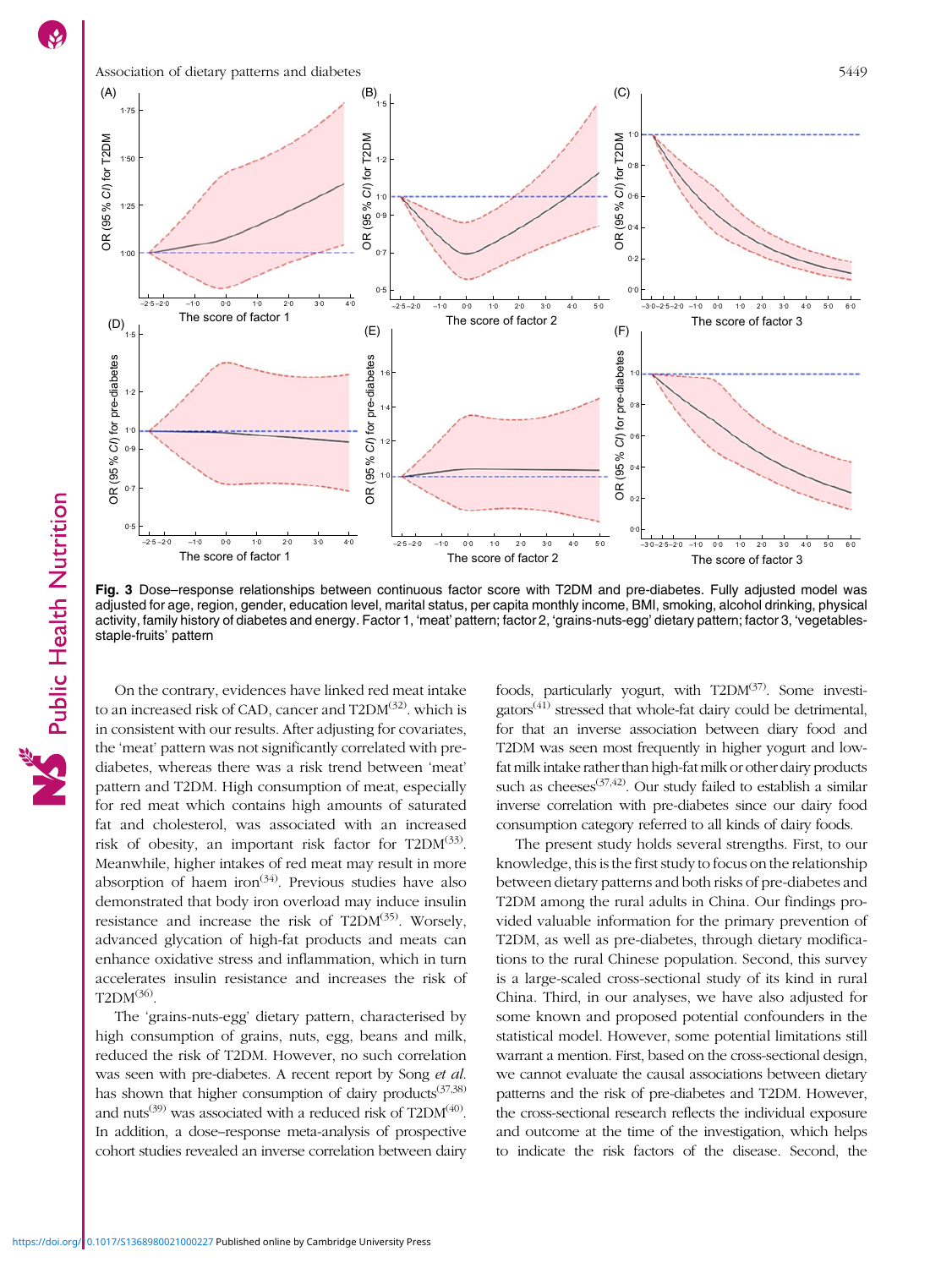Fig. 3 Dose–response relationships between continuous factor score with T2DM and pre-diabetes. Fully adjusted model was adjusted for age, region, gender, education level, marital status, per capita monthly income, BMI, smoking, alcohol drinking, physical activity, family history of diabetes and energy. Factor 1, 'meat' pattern; factor 2, 'grains-nuts-egg' dietary pattern; factor 3, 'vegetables-staple-fruits' pattern

On the contrary, evidences have linked red meat intake to an increased risk of CAD, cancer and T2DM[32]. which is in consistent with our results. After adjusting for covariates, the 'meat' pattern was not significantly correlated with pre-diabetes, whereas there was a risk trend between 'meat' pattern and T2DM. High consumption of meat, especially for red meat which contains high amounts of saturated fat and cholesterol, was associated with an increased risk of obesity, an important risk factor for T2DM[33]. Meanwhile, higher intakes of red meat may result in more absorption of haem iron[34]. Previous studies have also demonstrated that body iron overload may induce insulin resistance and increase the risk of T2DM[35]. Worsely, advanced glycation of high-fat products and meats can enhance oxidative stress and inflammation, which in turn accelerates insulin resistance and increases the risk of T2DM[36].

The 'grains-nuts-egg' dietary pattern, characterised by high consumption of grains, nuts, egg, beans and milk, reduced the risk of T2DM. However, no such correlation was seen with pre-diabetes. A recent report by Song *et al.* has shown that higher consumption of dairy products[37,38] and nuts[39] was associated with a reduced risk of T2DM[40]. In addition, a dose–response meta-analysis of prospective cohort studies revealed an inverse correlation between dairy foods, particularly yogurt, with T2DM[37]. Some investigators[41] stressed that whole-fat dairy could be detrimental, for that an inverse association between diary food and T2DM was seen most frequently in higher yogurt and low-fat milk intake rather than high-fat milk or other dairy products such as cheeses[37,42]. Our study failed to establish a similar inverse correlation with pre-diabetes since our dairy food consumption category referred to all kinds of dairy foods.

The present study holds several strengths. First, to our knowledge, this is the first study to focus on the relationship between dietary patterns and both risks of pre-diabetes and T2DM among the rural adults in China. Our findings provided valuable information for the primary prevention of T2DM, as well as pre-diabetes, through dietary modifications to the rural Chinese population. Second, this survey is a large-scaled cross-sectional study of its kind in rural China. Third, in our analyses, we have also adjusted for some known and proposed potential confounders in the statistical model. However, some potential limitations still warrant a mention. First, based on the cross-sectional design, we cannot evaluate the causal associations between dietary patterns and the risk of pre-diabetes and T2DM. However, the cross-sectional research reflects the individual exposure and outcome at the time of the investigation, which helps to indicate the risk factors of the disease. Second, the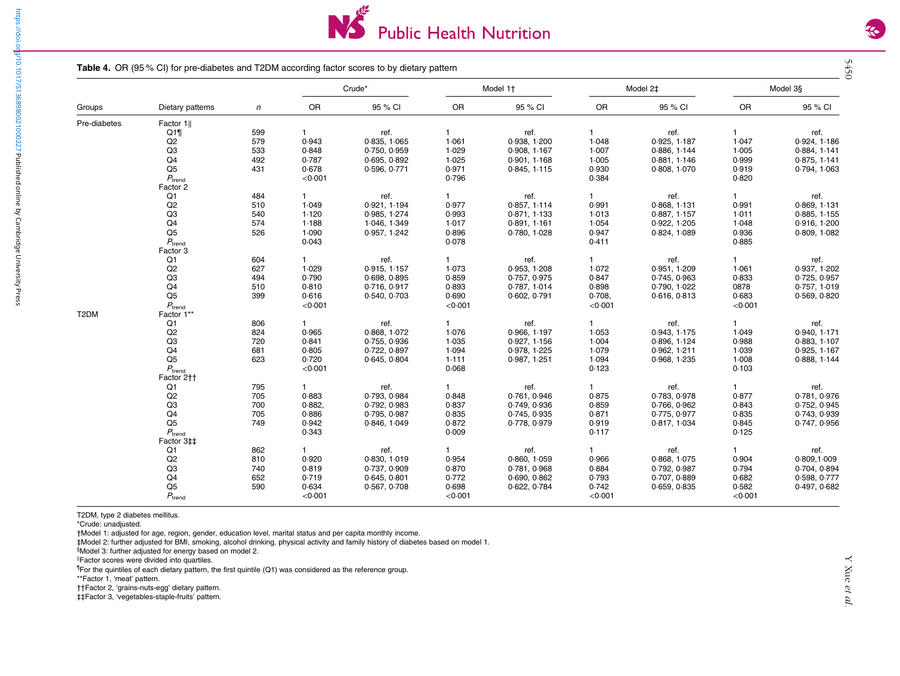**Table 4.** OR (95 % CI) for pre-diabetes and T2DM according factor scores to by dietary pattern

| Groups | Dietary patterns | *n* | Crude* | | Model 1† | | Model 2‡ | | Model 3§ | |
|---|---|---|---|---|---|---|---|---|---|---|
| | | | OR | 95 % CI | OR | 95 % CI | OR | 95 % CI | OR | 95 % CI |
| Pre-diabetes | Factor 1‖ | | | | | | | | | |
| | Q1¶ | 599 | 1 | ref. | 1 | ref. | 1 | ref. | 1 | ref. |
| | Q2 | 579 | 0·943 | 0·835, 1·065 | 1·061 | 0·938, 1·200 | 1·048 | 0·925, 1·187 | 1·047 | 0·924, 1·186 |
| | Q3 | 533 | 0·848 | 0·750, 0·959 | 1·029 | 0·908, 1·167 | 1·007 | 0·886, 1·144 | 1·005 | 0·884, 1·141 |
| | Q4 | 492 | 0·787 | 0·695, 0·892 | 1·025 | 0·901, 1·168 | 1·005 | 0·881, 1·146 | 0·999 | 0·875, 1·141 |
| | Q5 | 431 | 0·678 | 0·596, 0·771 | 0·971 | 0·845, 1·115 | 0·930 | 0·808, 1·070 | 0·919 | 0·794, 1·063 |
| | $P_{trend}$ | | <0·001 | | 0·796 | | 0·384 | | 0·820 | |
| | Factor 2 | | | | | | | | | |
| | Q1 | 484 | 1 | ref. | 1 | ref. | 1 | ref. | 1 | ref. |
| | Q2 | 510 | 1·049 | 0·921, 1·194 | 0·977 | 0·857, 1·114 | 0·991 | 0·868, 1·131 | 0·991 | 0·869, 1·131 |
| | Q3 | 540 | 1·120 | 0·985, 1·274 | 0·993 | 0·871, 1·133 | 1·013 | 0·887, 1·157 | 1·011 | 0·885, 1·155 |
| | Q4 | 574 | 1·188 | 1·046, 1·349 | 1·017 | 0·891, 1·161 | 1·054 | 0·922, 1·205 | 1·048 | 0·916, 1·200 |
| | Q5 | 526 | 1·090 | 0·957, 1·242 | 0·896 | 0·780, 1·028 | 0·947 | 0·824, 1·089 | 0·936 | 0·809, 1·082 |
| | $P_{trend}$ | | 0·043 | | 0·078 | | 0·411 | | 0·885 | |
| | Factor 3 | | | | | | | | | |
| | Q1 | 604 | 1 | ref. | 1 | ref. | 1 | ref. | 1 | ref. |
| | Q2 | 627 | 1·029 | 0·915, 1·157 | 1·073 | 0·953, 1·208 | 1·072 | 0·951, 1·209 | 1·061 | 0·937, 1·202 |
| | Q3 | 494 | 0·790 | 0·698, 0·895 | 0·859 | 0·757, 0·975 | 0·847 | 0·745, 0·963 | 0·833 | 0·725, 0·957 |
| | Q4 | 510 | 0·810 | 0·716, 0·917 | 0·893 | 0·787, 1·014 | 0·898 | 0·790, 1·022 | 0878 | 0·757, 1·019 |
| | Q5 | 399 | 0·616 | 0·540, 0·703 | 0·690 | 0·602, 0·791 | 0·708, | 0·616, 0·813 | 0·683 | 0·569, 0·820 |
| | $P_{trend}$ | | <0·001 | | <0·001 | | <0·001 | | <0·001 | |
| T2DM | Factor 1** | | | | | | | | | |
| | Q1 | 806 | 1 | ref. | 1 | ref. | 1 | ref. | 1 | ref. |
| | Q2 | 824 | 0·965 | 0·868, 1·072 | 1·076 | 0·966, 1·197 | 1·053 | 0·943, 1·175 | 1·049 | 0·940, 1·171 |
| | Q3 | 720 | 0·841 | 0·755, 0·936 | 1·035 | 0·927, 1·156 | 1·004 | 0·896, 1·124 | 0·988 | 0·883, 1·107 |
| | Q4 | 681 | 0·805 | 0·722, 0·897 | 1·094 | 0·978, 1·225 | 1·079 | 0·962, 1·211 | 1·039 | 0·925, 1·167 |
| | Q5 | 623 | 0·720 | 0·645, 0·804 | 1·111 | 0·987, 1·251 | 1·094 | 0·968, 1·235 | 1·008 | 0·888, 1·144 |
| | $P_{trend}$ | | <0·001 | | 0·068 | | 0·123 | | 0·103 | |
| | Factor 2†† | | | | | | | | | |
| | Q1 | 795 | 1 | ref. | 1 | ref. | 1 | ref. | 1 | ref. |
| | Q2 | 705 | 0·883 | 0·793, 0·984 | 0·848 | 0·761, 0·946 | 0·875 | 0·783, 0·978 | 0·877 | 0·781, 0·976 |
| | Q3 | 700 | 0·882, | 0·792, 0·983 | 0·837 | 0·749, 0·936 | 0·859 | 0·766, 0·962 | 0·843 | 0·752, 0·945 |
| | Q4 | 705 | 0·886 | 0·795, 0·987 | 0·835 | 0·745, 0·935 | 0·871 | 0·775, 0·977 | 0·835 | 0·743, 0·939 |
| | Q5 | 749 | 0·942 | 0·846, 1·049 | 0·872 | 0·778, 0·979 | 0·919 | 0·817, 1·034 | 0·845 | 0·747, 0·956 |
| | $P_{trend}$ | | 0·343 | | 0·009 | | 0·117 | | 0·125 | |
| | Factor 3‡‡ | | | | | | | | | |
| | Q1 | 862 | 1 | ref. | 1 | ref. | 1 | ref. | 1 | ref. |
| | Q2 | 810 | 0·920 | 0·830, 1·019 | 0·954 | 0·860, 1·059 | 0·966 | 0·868, 1·075 | 0·904 | 0·809,1·009 |
| | Q3 | 740 | 0·819 | 0·737, 0·909 | 0·870 | 0·781, 0·968 | 0·884 | 0·792, 0·987 | 0·794 | 0·704, 0·894 |
| | Q4 | 652 | 0·719 | 0·645, 0·801 | 0·772 | 0·690, 0·862 | 0·793 | 0·707, 0·889 | 0·682 | 0·598, 0·777 |
| | Q5 | 590 | 0·634 | 0·567, 0·708 | 0·698 | 0·622, 0·784 | 0·742 | 0·659, 0·835 | 0·582 | 0·497, 0·682 |
| | $P_{trend}$ | | <0·001 | | <0·001 | | <0·001 | | <0·001 | |

T2DM, type 2 diabetes mellitus.
*Crude: unadjusted.
†Model 1: adjusted for age, region, gender, education level, marital status and per capita monthly income.
‡Model 2: further adjusted for BMI, smoking, alcohol drinking, physical activity and family history of diabetes based on model 1.
§Model 3: further adjusted for energy based on model 2.
‖Factor scores were divided into quartiles.
¶For the quintiles of each dietary pattern, the first quintile (Q1) was considered as the reference group.
**Factor 1, 'meat' pattern.
††Factor 2, 'grains-nuts-egg' dietary pattern.
‡‡Factor 3, 'vegetables-staple-fruits' pattern.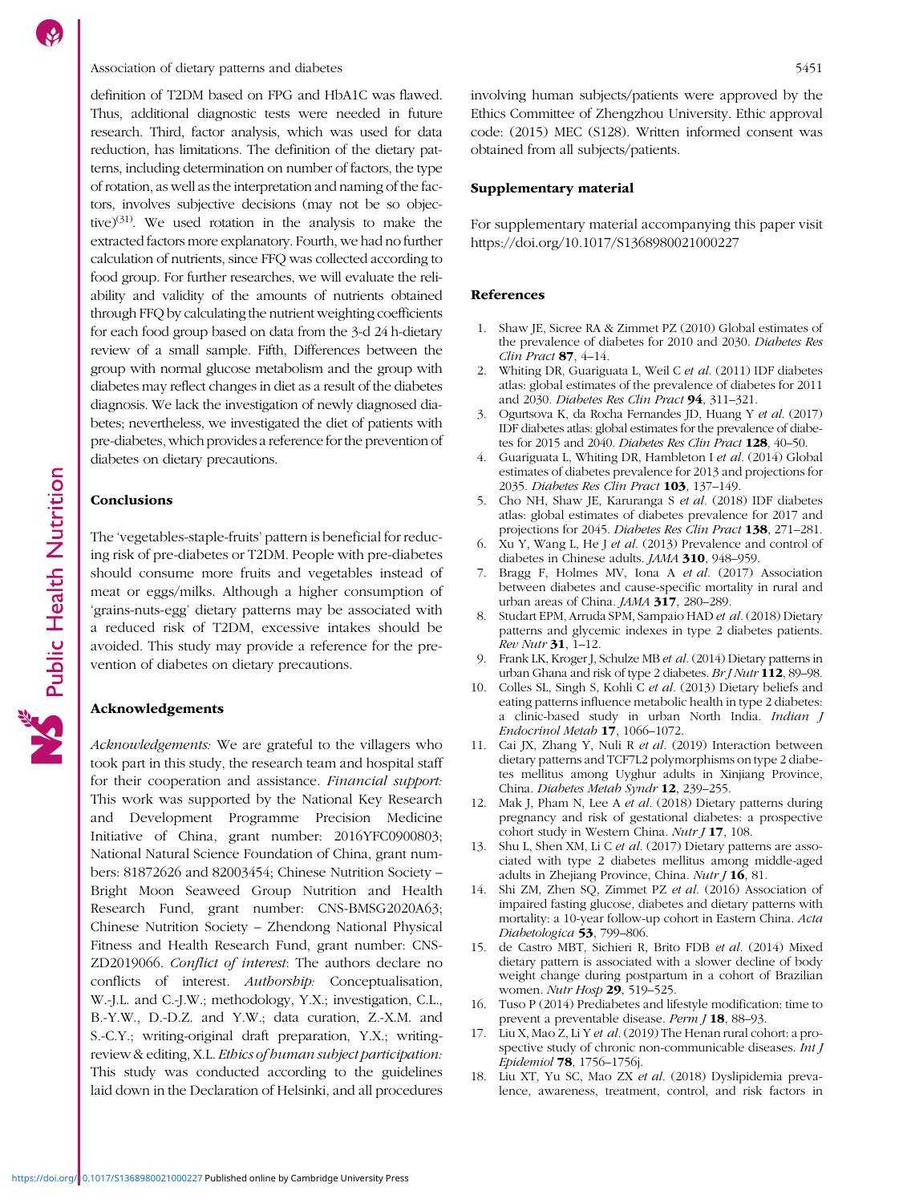definition of T2DM based on FPG and HbA1C was flawed. Thus, additional diagnostic tests were needed in future research. Third, factor analysis, which was used for data reduction, has limitations. The definition of the dietary patterns, including determination on number of factors, the type of rotation, as well as the interpretation and naming of the factors, involves subjective decisions (may not be so objective)[31]. We used rotation in the analysis to make the extracted factors more explanatory. Fourth, we had no further calculation of nutrients, since FFQ was collected according to food group. For further researches, we will evaluate the reliability and validity of the amounts of nutrients obtained through FFQ by calculating the nutrient weighting coefficients for each food group based on data from the 3-d 24 h-dietary review of a small sample. Fifth, Differences between the group with normal glucose metabolism and the group with diabetes may reflect changes in diet as a result of the diabetes diagnosis. We lack the investigation of newly diagnosed diabetes; nevertheless, we investigated the diet of patients with pre-diabetes, which provides a reference for the prevention of diabetes on dietary precautions.

## Conclusions

The 'vegetables-staple-fruits' pattern is beneficial for reducing risk of pre-diabetes or T2DM. People with pre-diabetes should consume more fruits and vegetables instead of meat or eggs/milks. Although a higher consumption of 'grains-nuts-egg' dietary patterns may be associated with a reduced risk of T2DM, excessive intakes should be avoided. This study may provide a reference for the prevention of diabetes on dietary precautions.

## Acknowledgements

*Acknowledgements:* We are grateful to the villagers who took part in this study, the research team and hospital staff for their cooperation and assistance. *Financial support:* This work was supported by the National Key Research and Development Programme Precision Medicine Initiative of China, grant number: 2016YFC0900803; National Natural Science Foundation of China, grant numbers: 81872626 and 82003454; Chinese Nutrition Society – Bright Moon Seaweed Group Nutrition and Health Research Fund, grant number: CNS-BMSG2020A63; Chinese Nutrition Society – Zhendong National Physical Fitness and Health Research Fund, grant number: CNS-ZD2019066. *Conflict of interest*: The authors declare no conflicts of interest. *Authorship:* Conceptualisation, W.-J.L. and C.-J.W.; methodology, Y.X.; investigation, C.L., B.-Y.W., D.-D.Z. and Y.W.; data curation, Z.-X.M. and S.-C.Y.; writing-original draft preparation, Y.X.; writing-review & editing, X.L. *Ethics of human subject participation:* This study was conducted according to the guidelines laid down in the Declaration of Helsinki, and all procedures involving human subjects/patients were approved by the Ethics Committee of Zhengzhou University. Ethic approval code: (2015) MEC (S128). Written informed consent was obtained from all subjects/patients.

## Supplementary material

For supplementary material accompanying this paper visit https://doi.org/10.1017/S1368980021000227

## References

1. Shaw JE, Sicree RA & Zimmet PZ (2010) Global estimates of the prevalence of diabetes for 2010 and 2030. *Diabetes Res Clin Pract* **87**, 4–14.
2. Whiting DR, Guariguata L, Weil C *et al.* (2011) IDF diabetes atlas: global estimates of the prevalence of diabetes for 2011 and 2030. *Diabetes Res Clin Pract* **94**, 311–321.
3. Ogurtsova K, da Rocha Fernandes JD, Huang Y *et al.* (2017) IDF diabetes atlas: global estimates for the prevalence of diabetes for 2015 and 2040. *Diabetes Res Clin Pract* **128**, 40–50.
4. Guariguata L, Whiting DR, Hambleton I *et al.* (2014) Global estimates of diabetes prevalence for 2013 and projections for 2035. *Diabetes Res Clin Pract* **103**, 137–149.
5. Cho NH, Shaw JE, Karuranga S *et al.* (2018) IDF diabetes atlas: global estimates of diabetes prevalence for 2017 and projections for 2045. *Diabetes Res Clin Pract* **138**, 271–281.
6. Xu Y, Wang L, He J *et al.* (2013) Prevalence and control of diabetes in Chinese adults. *JAMA* **310**, 948–959.
7. Bragg F, Holmes MV, Iona A *et al.* (2017) Association between diabetes and cause-specific mortality in rural and urban areas of China. *JAMA* **317**, 280–289.
8. Studart EPM, Arruda SPM, Sampaio HAD *et al.* (2018) Dietary patterns and glycemic indexes in type 2 diabetes patients. *Rev Nutr* **31**, 1–12.
9. Frank LK, Kroger J, Schulze MB *et al.* (2014) Dietary patterns in urban Ghana and risk of type 2 diabetes. *Br J Nutr* **112**, 89–98.
10. Colles SL, Singh S, Kohli C *et al.* (2013) Dietary beliefs and eating patterns influence metabolic health in type 2 diabetes: a clinic-based study in urban North India. *Indian J Endocrinol Metab* **17**, 1066–1072.
11. Cai JX, Zhang Y, Nuli R *et al.* (2019) Interaction between dietary patterns and TCF7L2 polymorphisms on type 2 diabetes mellitus among Uyghur adults in Xinjiang Province, China. *Diabetes Metab Syndr* **12**, 239–255.
12. Mak J, Pham N, Lee A *et al.* (2018) Dietary patterns during pregnancy and risk of gestational diabetes: a prospective cohort study in Western China. *Nutr J* **17**, 108.
13. Shu L, Shen XM, Li C *et al.* (2017) Dietary patterns are associated with type 2 diabetes mellitus among middle-aged adults in Zhejiang Province, China. *Nutr J* **16**, 81.
14. Shi ZM, Zhen SQ, Zimmet PZ *et al.* (2016) Association of impaired fasting glucose, diabetes and dietary patterns with mortality: a 10-year follow-up cohort in Eastern China. *Acta Diabetologica* **53**, 799–806.
15. de Castro MBT, Sichieri R, Brito FDB *et al.* (2014) Mixed dietary pattern is associated with a slower decline of body weight change during postpartum in a cohort of Brazilian women. *Nutr Hosp* **29**, 519–525.
16. Tuso P (2014) Prediabetes and lifestyle modification: time to prevent a preventable disease. *Perm J* **18**, 88–93.
17. Liu X, Mao Z, Li Y *et al.* (2019) The Henan rural cohort: a prospective study of chronic non-communicable diseases. *Int J Epidemiol* **78**, 1756–1756j.
18. Liu XT, Yu SC, Mao ZX *et al.* (2018) Dyslipidemia prevalence, awareness, treatment, control, and risk factors in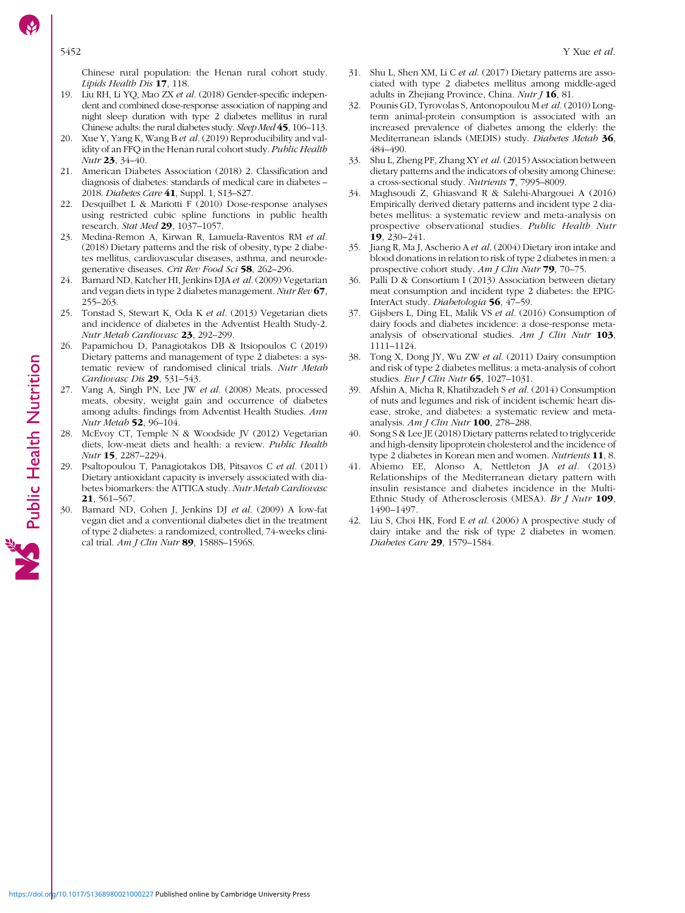Chinese rural population: the Henan rural cohort study. *Lipids Health Dis* **17**, 118.

19. Liu RH, Li YQ, Mao ZX *et al.* (2018) Gender-specific independent and combined dose-response association of napping and night sleep duration with type 2 diabetes mellitus in rural Chinese adults: the rural diabetes study. *Sleep Med* **45**, 106–113.
20. Xue Y, Yang K, Wang B *et al.* (2019) Reproducibility and validity of an FFQ in the Henan rural cohort study. *Public Health Nutr* **23**, 34–40.
21. American Diabetes Association (2018) 2. Classification and diagnosis of diabetes: standards of medical care in diabetes – 2018. *Diabetes Care* **41**, Suppl. 1, S13–S27.
22. Desquilbet L & Mariotti F (2010) Dose-response analyses using restricted cubic spline functions in public health research. *Stat Med* **29**, 1037–1057.
23. Medina-Remon A, Kirwan R, Lamuela-Raventos RM *et al.* (2018) Dietary patterns and the risk of obesity, type 2 diabetes mellitus, cardiovascular diseases, asthma, and neurodegenerative diseases. *Crit Rev Food Sci* **58**, 262–296.
24. Barnard ND, Katcher HI, Jenkins DJA *et al.* (2009) Vegetarian and vegan diets in type 2 diabetes management. *Nutr Rev* **67**, 255–263.
25. Tonstad S, Stewart K, Oda K *et al.* (2013) Vegetarian diets and incidence of diabetes in the Adventist Health Study-2. *Nutr Metab Cardiovasc* **23**, 292–299.
26. Papamichou D, Panagiotakos DB & Itsiopoulos C (2019) Dietary patterns and management of type 2 diabetes: a systematic review of randomised clinical trials. *Nutr Metab Cardiovasc Dis* **29**, 531–543.
27. Vang A, Singh PN, Lee JW *et al.* (2008) Meats, processed meats, obesity, weight gain and occurrence of diabetes among adults: findings from Adventist Health Studies. *Ann Nutr Metab* **52**, 96–104.
28. McEvoy CT, Temple N & Woodside JV (2012) Vegetarian diets, low-meat diets and health: a review. *Public Health Nutr* **15**, 2287–2294.
29. Psaltopoulou T, Panagiotakos DB, Pitsavos C *et al.* (2011) Dietary antioxidant capacity is inversely associated with diabetes biomarkers: the ATTICA study. *Nutr Metab Cardiovasc* **21**, 561–567.
30. Barnard ND, Cohen J, Jenkins DJ *et al.* (2009) A low-fat vegan diet and a conventional diabetes diet in the treatment of type 2 diabetes: a randomized, controlled, 74-weeks clinical trial. *Am J Clin Nutr* **89**, 1588S–1596S.
31. Shu L, Shen XM, Li C *et al.* (2017) Dietary patterns are associated with type 2 diabetes mellitus among middle-aged adults in Zhejiang Province, China. *Nutr J* **16**, 81.
32. Pounis GD, Tyrovolas S, Antonopoulou M *et al.* (2010) Long-term animal-protein consumption is associated with an increased prevalence of diabetes among the elderly: the Mediterranean islands (MEDIS) study. *Diabetes Metab* **36**, 484–490.
33. Shu L, Zheng PF, Zhang XY *et al.* (2015) Association between dietary patterns and the indicators of obesity among Chinese: a cross-sectional study. *Nutrients* **7**, 7995–8009.
34. Maghsoudi Z, Ghiasvand R & Salehi-Abargouei A (2016) Empirically derived dietary patterns and incident type 2 diabetes mellitus: a systematic review and meta-analysis on prospective observational studies. *Public Health Nutr* **19**, 230–241.
35. Jiang R, Ma J, Ascherio A *et al.* (2004) Dietary iron intake and blood donations in relation to risk of type 2 diabetes in men: a prospective cohort study. *Am J Clin Nutr* **79**, 70–75.
36. Palli D & Consortium I (2013) Association between dietary meat consumption and incident type 2 diabetes: the EPIC-InterAct study. *Diabetologia* **56**, 47–59.
37. Gijsbers L, Ding EL, Malik VS *et al.* (2016) Consumption of dairy foods and diabetes incidence: a dose-response meta-analysis of observational studies. *Am J Clin Nutr* **103**, 1111–1124.
38. Tong X, Dong JY, Wu ZW *et al.* (2011) Dairy consumption and risk of type 2 diabetes mellitus: a meta-analysis of cohort studies. *Eur J Clin Nutr* **65**, 1027–1031.
39. Afshin A, Micha R, Khatibzadeh S *et al.* (2014) Consumption of nuts and legumes and risk of incident ischemic heart disease, stroke, and diabetes: a systematic review and meta-analysis. *Am J Clin Nutr* **100**, 278–288.
40. Song S & Lee JE (2018) Dietary patterns related to triglyceride and high-density lipoprotein cholesterol and the incidence of type 2 diabetes in Korean men and women. *Nutrients* **11**, 8.
41. Abiemo EE, Alonso A, Nettleton JA *et al.* (2013) Relationships of the Mediterranean dietary pattern with insulin resistance and diabetes incidence in the Multi-Ethnic Study of Atherosclerosis (MESA). *Br J Nutr* **109**, 1490–1497.
42. Liu S, Choi HK, Ford E *et al.* (2006) A prospective study of dairy intake and the risk of type 2 diabetes in women. *Diabetes Care* **29**, 1579–1584.